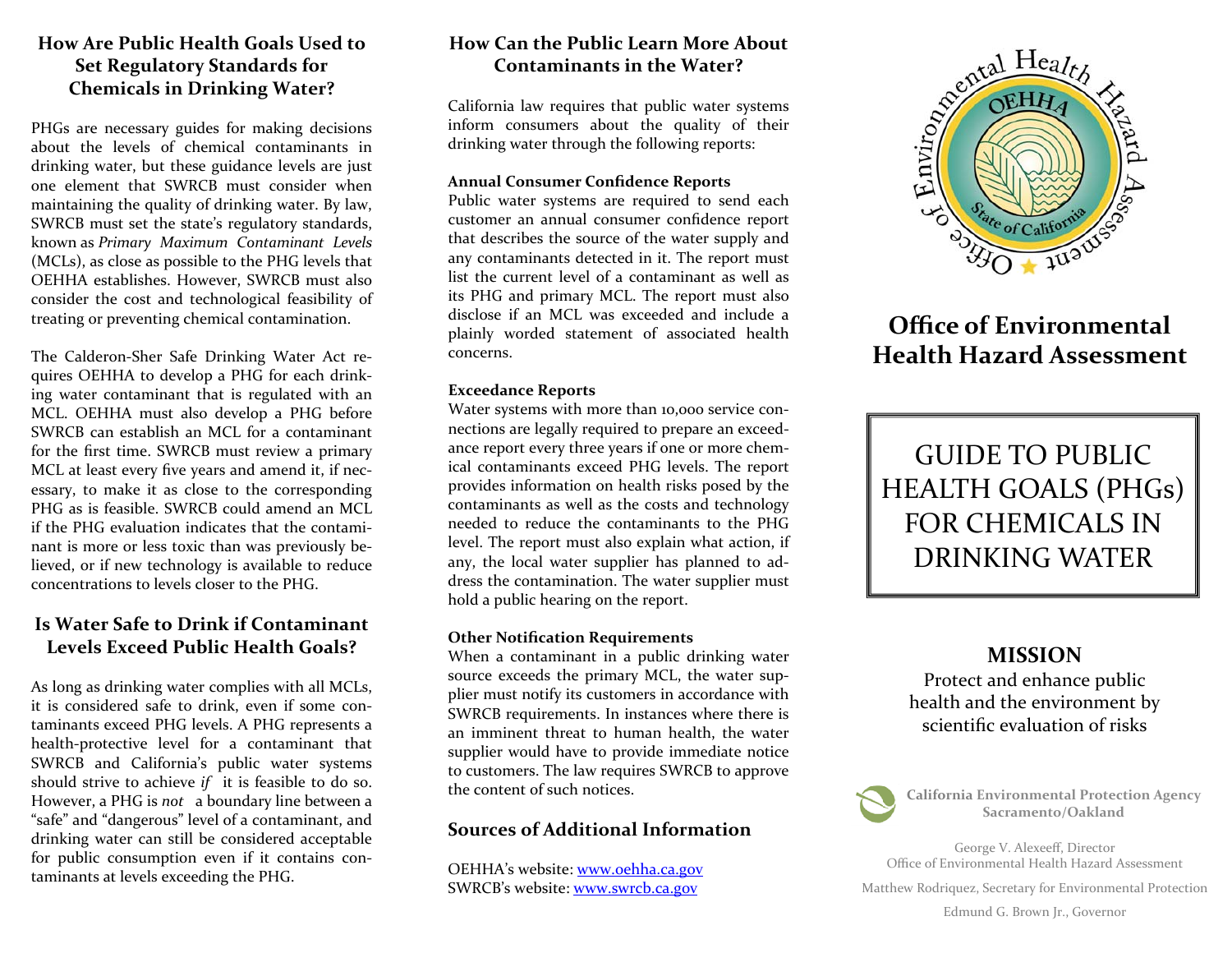## How Are Public Health Goals Used to Set Regulatory Standards for Chemicals in Drinking Water?

PHGs are necessary guides for making decisions about the levels of chemical contaminants in drinking water, but these guidance levels are just one element that SWRCB must consider when maintaining the quality of drinking water. By law, SWRCB must set the state's regulatory standards, known as *Primary Maximum Contaminant Levels* (MCLs), as close as possible to the PHG levels that OEHHA establishes. However, SWRCB must also consider the cost and technological feasibility of treating or preventing chemical contamination.

The Calderon-Sher Safe Drinking Water Act requires OEHHA to develop a PHG for each drinking water contaminant that is regulated with an MCL. OEHHA must also develop a PHG before SWRCB can establish an MCL for a contaminant for the first time. SWRCB must review a primary MCL at least every five years and amend it, if necessary, to make it as close to the corresponding PHG as is feasible. SWRCB could amend an MCL if the PHG evaluation indicates that the contaminant is more or less toxic than was previously believed, or if new technology is available to reduce concentrations to levels closer to the PHG.

## Is Water Safe to Drink if Contaminant Levels Exceed Public Health Goals?

As long as drinking water complies with all MCLs, it is considered safe to drink, even if some contaminants exceed PHG levels. A PHG represents a health-protective level for a contaminant that SWRCB and California's public water systems should strive to achieve *if* it is feasible to do so. However, a PHG is *not* a boundary line between a "safe" and "dangerous" level of a contaminant, and drinking water can still be considered acceptable for public consumption even if it contains contaminants at levels exceeding the PHG.

## How Can the Public Learn More About Contaminants in the Water?

California law requires that public water systems inform consumers about the quality of their drinking water through the following reports:

**Annual Consumer Confidence Reports**
Public water systems are required to send each customer an annual consumer confidence report that describes the source of the water supply and any contaminants detected in it. The report must list the current level of a contaminant as well as its PHG and primary MCL. The report must also disclose if an MCL was exceeded and include a plainly worded statement of associated health concerns.

**Exceedance Reports**
Water systems with more than 10,000 service connections are legally required to prepare an exceedance report every three years if one or more chemical contaminants exceed PHG levels. The report provides information on health risks posed by the contaminants as well as the costs and technology needed to reduce the contaminants to the PHG level. The report must also explain what action, if any, the local water supplier has planned to address the contamination. The water supplier must hold a public hearing on the report.

**Other Notification Requirements**
When a contaminant in a public drinking water source exceeds the primary MCL, the water supplier must notify its customers in accordance with SWRCB requirements. In instances where there is an imminent threat to human health, the water supplier would have to provide immediate notice to customers. The law requires SWRCB to approve the content of such notices.

## Sources of Additional Information

OEHHA's website: [www.oehha.ca.gov](http://www.oehha.ca.gov)
SWRCB's website: [www.swrcb.ca.gov](http://www.swrcb.ca.gov)

# Office of Environmental Health Hazard Assessment

# GUIDE TO PUBLIC HEALTH GOALS (PHGs) FOR CHEMICALS IN DRINKING WATER

## MISSION

Protect and enhance public health and the environment by scientific evaluation of risks

**California Environmental Protection Agency**
**Sacramento/Oakland**

George V. Alexeeff, Director
Office of Environmental Health Hazard Assessment

Matthew Rodriquez, Secretary for Environmental Protection

Edmund G. Brown Jr., Governor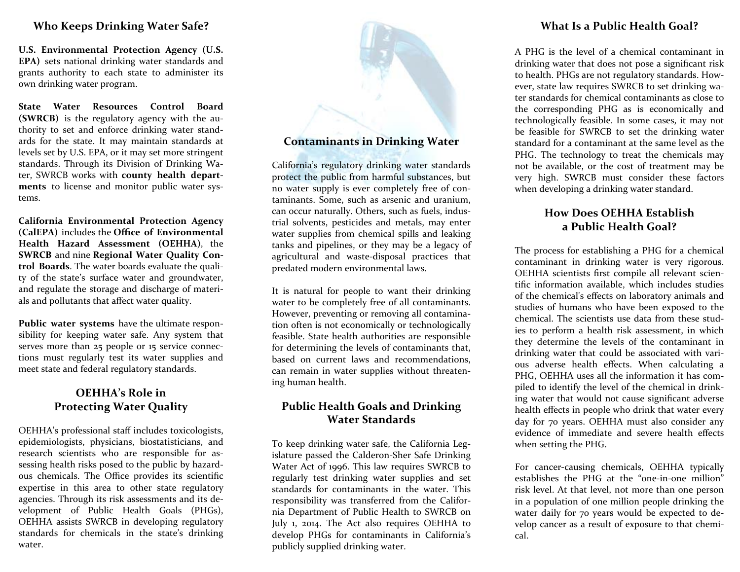## Who Keeps Drinking Water Safe?

**U.S. Environmental Protection Agency (U.S. EPA)** sets national drinking water standards and grants authority to each state to administer its own drinking water program.

**State Water Resources Control Board (SWRCB)** is the regulatory agency with the authority to set and enforce drinking water standards for the state. It may maintain standards at levels set by U.S. EPA, or it may set more stringent standards. Through its Division of Drinking Water, SWRCB works with **county health departments** to license and monitor public water systems.

**California Environmental Protection Agency (CalEPA)** includes the **Office of Environmental Health Hazard Assessment (OEHHA)**, the **SWRCB** and nine **Regional Water Quality Control Boards**. The water boards evaluate the quality of the state's surface water and groundwater, and regulate the storage and discharge of materials and pollutants that affect water quality.

**Public water systems** have the ultimate responsibility for keeping water safe. Any system that serves more than 25 people or 15 service connections must regularly test its water supplies and meet state and federal regulatory standards.

## OEHHA's Role in Protecting Water Quality

OEHHA's professional staff includes toxicologists, epidemiologists, physicians, biostatisticians, and research scientists who are responsible for assessing health risks posed to the public by hazardous chemicals. The Office provides its scientific expertise in this area to other state regulatory agencies. Through its risk assessments and its development of Public Health Goals (PHGs), OEHHA assists SWRCB in developing regulatory standards for chemicals in the state's drinking water.

## Contaminants in Drinking Water

California's regulatory drinking water standards protect the public from harmful substances, but no water supply is ever completely free of contaminants. Some, such as arsenic and uranium, can occur naturally. Others, such as fuels, industrial solvents, pesticides and metals, may enter water supplies from chemical spills and leaking tanks and pipelines, or they may be a legacy of agricultural and waste-disposal practices that predated modern environmental laws.

It is natural for people to want their drinking water to be completely free of all contaminants. However, preventing or removing all contamination often is not economically or technologically feasible. State health authorities are responsible for determining the levels of contaminants that, based on current laws and recommendations, can remain in water supplies without threatening human health.

## Public Health Goals and Drinking Water Standards

To keep drinking water safe, the California Legislature passed the Calderon-Sher Safe Drinking Water Act of 1996. This law requires SWRCB to regularly test drinking water supplies and set standards for contaminants in the water. This responsibility was transferred from the California Department of Public Health to SWRCB on July 1, 2014. The Act also requires OEHHA to develop PHGs for contaminants in California's publicly supplied drinking water.

## What Is a Public Health Goal?

A PHG is the level of a chemical contaminant in drinking water that does not pose a significant risk to health. PHGs are not regulatory standards. However, state law requires SWRCB to set drinking water standards for chemical contaminants as close to the corresponding PHG as is economically and technologically feasible. In some cases, it may not be feasible for SWRCB to set the drinking water standard for a contaminant at the same level as the PHG. The technology to treat the chemicals may not be available, or the cost of treatment may be very high. SWRCB must consider these factors when developing a drinking water standard.

## How Does OEHHA Establish a Public Health Goal?

The process for establishing a PHG for a chemical contaminant in drinking water is very rigorous. OEHHA scientists first compile all relevant scientific information available, which includes studies of the chemical's effects on laboratory animals and studies of humans who have been exposed to the chemical. The scientists use data from these studies to perform a health risk assessment, in which they determine the levels of the contaminant in drinking water that could be associated with various adverse health effects. When calculating a PHG, OEHHA uses all the information it has compiled to identify the level of the chemical in drinking water that would not cause significant adverse health effects in people who drink that water every day for 70 years. OEHHA must also consider any evidence of immediate and severe health effects when setting the PHG.

For cancer-causing chemicals, OEHHA typically establishes the PHG at the "one-in-one million" risk level. At that level, not more than one person in a population of one million people drinking the water daily for 70 years would be expected to develop cancer as a result of exposure to that chemical.